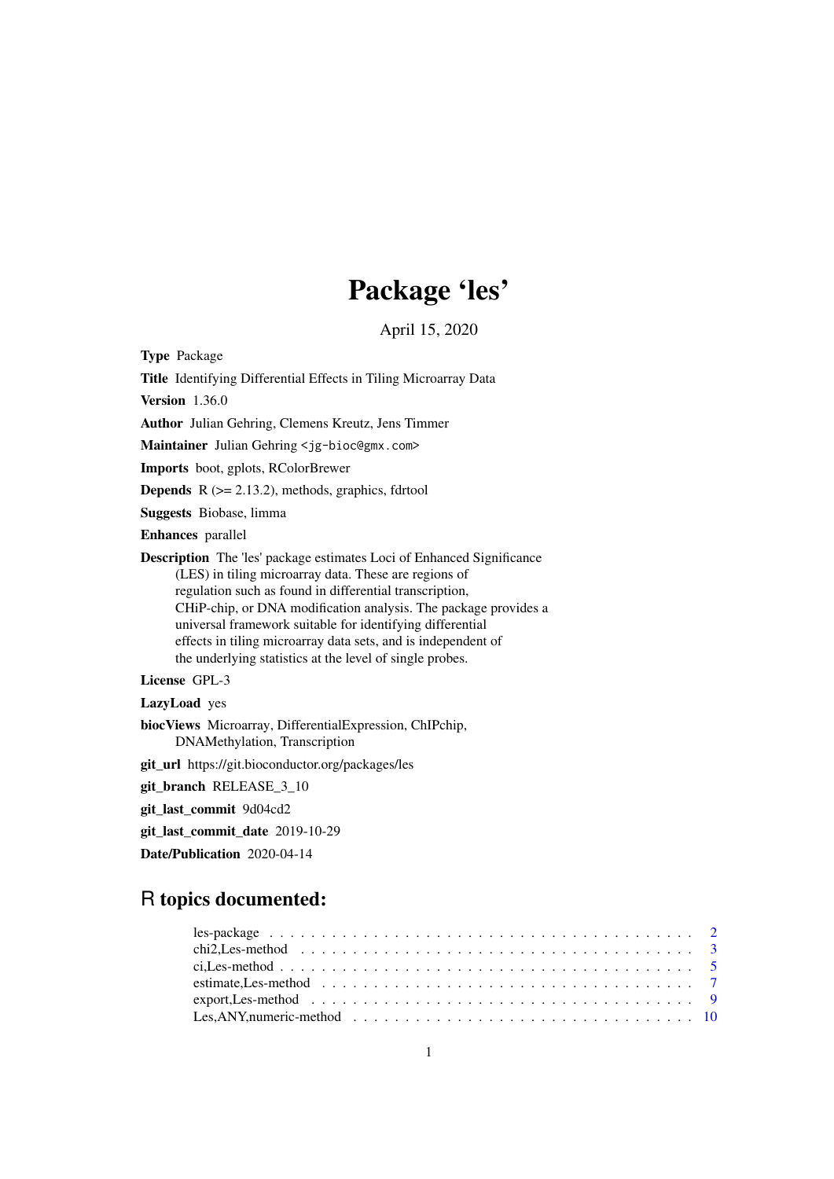# Package 'les'

April 15, 2020

**Type** Package

**Title** Identifying Differential Effects in Tiling Microarray Data

**Version** 1.36.0

**Author** Julian Gehring, Clemens Kreutz, Jens Timmer

**Maintainer** Julian Gehring <jg-bioc@gmx.com>

**Imports** boot, gplots, RColorBrewer

**Depends** R (>= 2.13.2), methods, graphics, fdrtool

**Suggests** Biobase, limma

**Enhances** parallel

**Description** The 'les' package estimates Loci of Enhanced Significance (LES) in tiling microarray data. These are regions of regulation such as found in differential transcription, CHiP-chip, or DNA modification analysis. The package provides a universal framework suitable for identifying differential effects in tiling microarray data sets, and is independent of the underlying statistics at the level of single probes.

**License** GPL-3

**LazyLoad** yes

**biocViews** Microarray, DifferentialExpression, ChIPchip, DNAMethylation, Transcription

**git_url** https://git.bioconductor.org/packages/les

**git_branch** RELEASE_3_10

**git_last_commit** 9d04cd2

**git_last_commit_date** 2019-10-29

**Date/Publication** 2020-04-14

## R topics documented:

- les-package . . . . . . . . . . . . . . . . . . . . . . . . . . . . . . . . . . . . . . . . 2
- chi2,Les-method . . . . . . . . . . . . . . . . . . . . . . . . . . . . . . . . . . . . . . 3
- ci,Les-method . . . . . . . . . . . . . . . . . . . . . . . . . . . . . . . . . . . . . . . 5
- estimate,Les-method . . . . . . . . . . . . . . . . . . . . . . . . . . . . . . . . . . . 7
- export,Les-method . . . . . . . . . . . . . . . . . . . . . . . . . . . . . . . . . . . . 9
- Les,ANY,numeric-method . . . . . . . . . . . . . . . . . . . . . . . . . . . . . . . . 10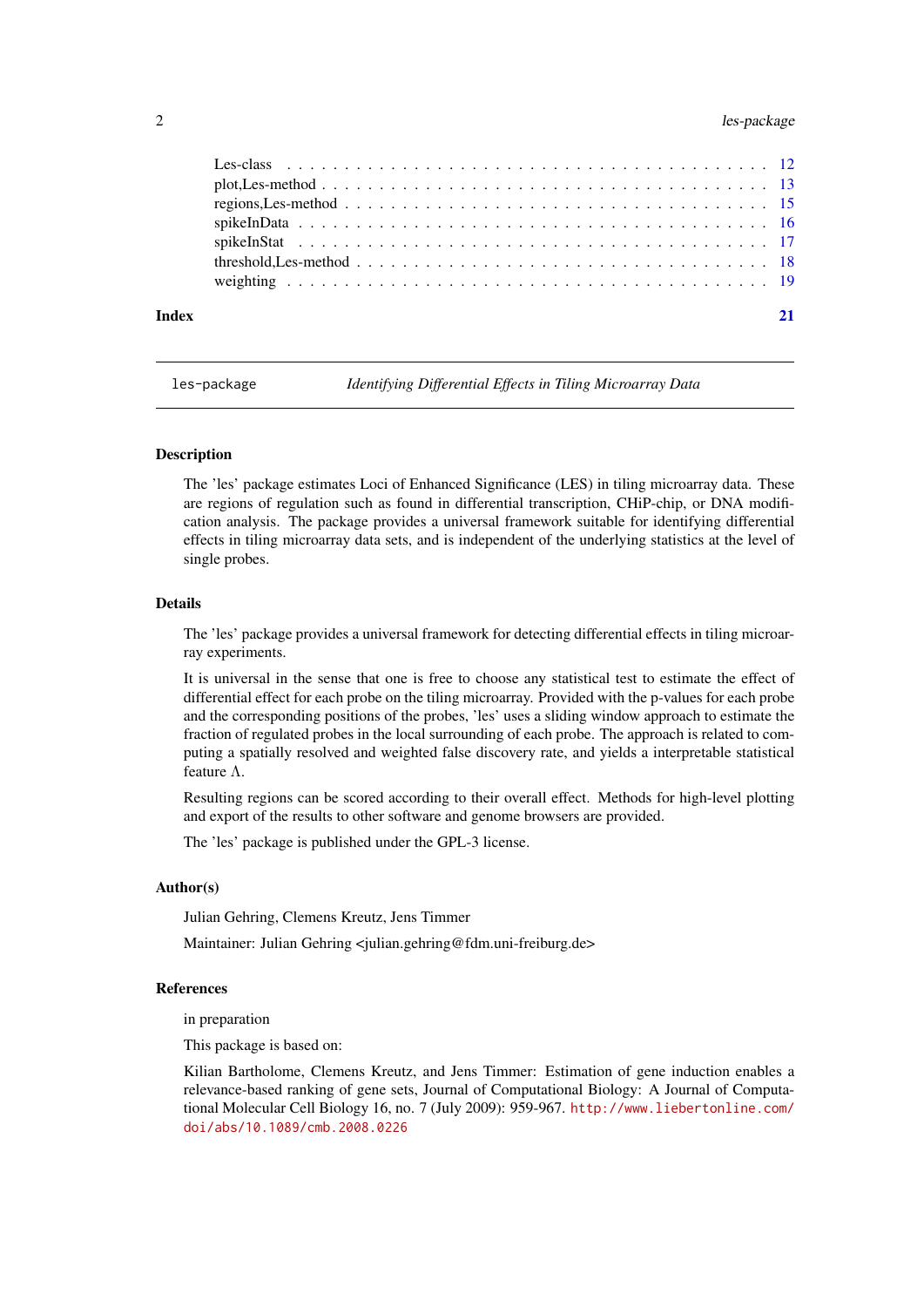Les-class . . . . . . . . . . . . . . . . . . . . . . . . . . . . . . . . . . . . . . . . . . 12
plot,Les-method . . . . . . . . . . . . . . . . . . . . . . . . . . . . . . . . . . . . . . . 13
regions,Les-method . . . . . . . . . . . . . . . . . . . . . . . . . . . . . . . . . . . . . 15
spikeInData . . . . . . . . . . . . . . . . . . . . . . . . . . . . . . . . . . . . . . . . . 16
spikeInStat . . . . . . . . . . . . . . . . . . . . . . . . . . . . . . . . . . . . . . . . . 17
threshold,Les-method . . . . . . . . . . . . . . . . . . . . . . . . . . . . . . . . . . . . 18
weighting . . . . . . . . . . . . . . . . . . . . . . . . . . . . . . . . . . . . . . . . . . 19

**Index** **21**

---

`les-package` *Identifying Differential Effects in Tiling Microarray Data*

---

### Description

The 'les' package estimates Loci of Enhanced Significance (LES) in tiling microarray data. These are regions of regulation such as found in differential transcription, CHiP-chip, or DNA modification analysis. The package provides a universal framework suitable for identifying differential effects in tiling microarray data sets, and is independent of the underlying statistics at the level of single probes.

### Details

The 'les' package provides a universal framework for detecting differential effects in tiling microarray experiments.

It is universal in the sense that one is free to choose any statistical test to estimate the effect of differential effect for each probe on the tiling microarray. Provided with the p-values for each probe and the corresponding positions of the probes, 'les' uses a sliding window approach to estimate the fraction of regulated probes in the local surrounding of each probe. The approach is related to computing a spatially resolved and weighted false discovery rate, and yields a interpretable statistical feature $\Lambda$.

Resulting regions can be scored according to their overall effect. Methods for high-level plotting and export of the results to other software and genome browsers are provided.

The 'les' package is published under the GPL-3 license.

### Author(s)

Julian Gehring, Clemens Kreutz, Jens Timmer

Maintainer: Julian Gehring <julian.gehring@fdm.uni-freiburg.de>

### References

in preparation

This package is based on:

Kilian Bartholome, Clemens Kreutz, and Jens Timmer: Estimation of gene induction enables a relevance-based ranking of gene sets, Journal of Computational Biology: A Journal of Computational Molecular Cell Biology 16, no. 7 (July 2009): 959-967. http://www.liebertonline.com/doi/abs/10.1089/cmb.2008.0226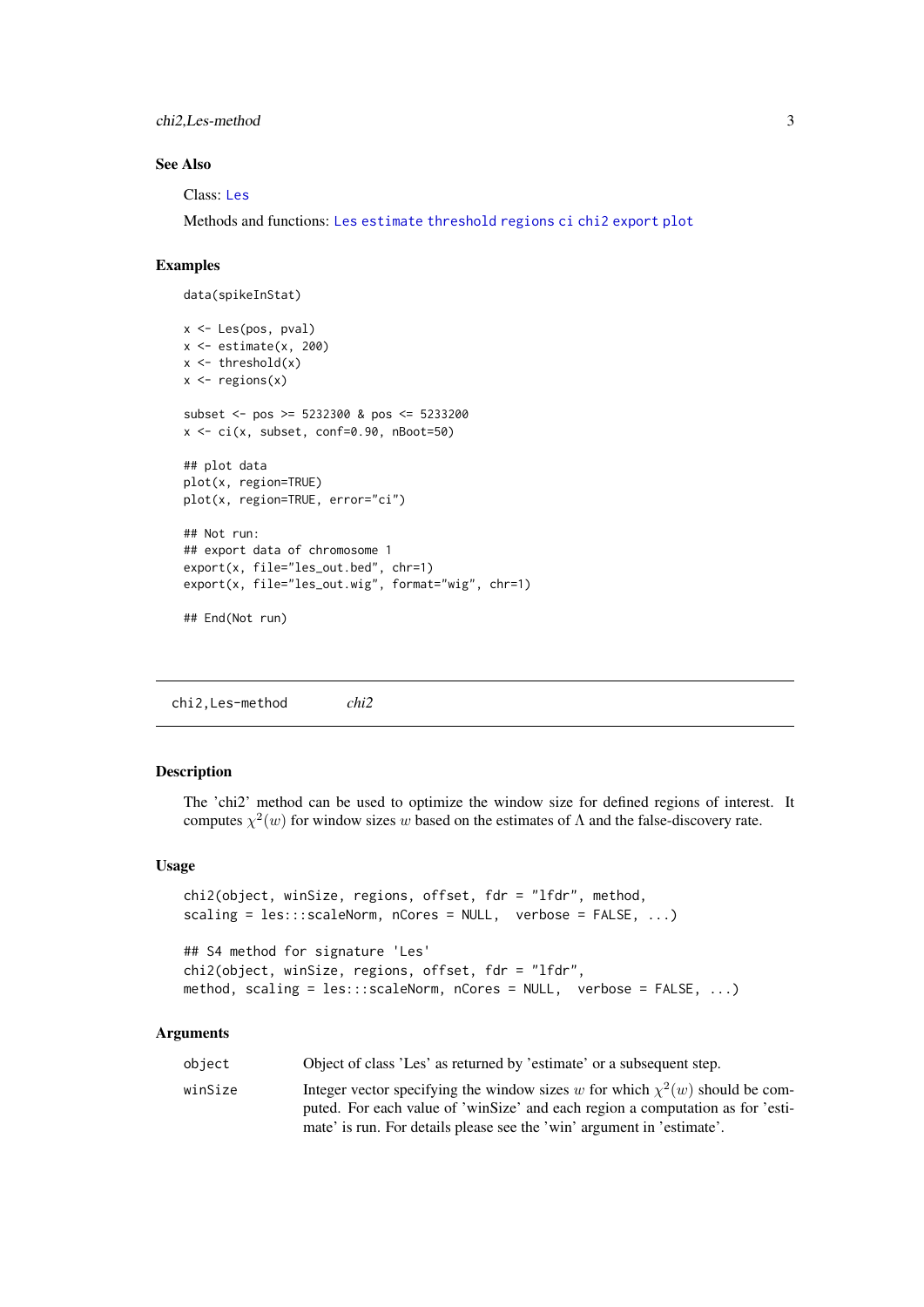### See Also

Class: Les

Methods and functions: Les estimate threshold regions ci chi2 export plot

### Examples

```
data(spikeInStat)

x <- Les(pos, pval)
x <- estimate(x, 200)
x <- threshold(x)
x <- regions(x)

subset <- pos >= 5232300 & pos <= 5233200
x <- ci(x, subset, conf=0.90, nBoot=50)

## plot data
plot(x, region=TRUE)
plot(x, region=TRUE, error="ci")

## Not run:
## export data of chromosome 1
export(x, file="les_out.bed", chr=1)
export(x, file="les_out.wig", format="wig", chr=1)

## End(Not run)
```

---

## chi2,Les-method &nbsp;&nbsp;&nbsp; *chi2*

### Description

The 'chi2' method can be used to optimize the window size for defined regions of interest. It computes $\chi^2(w)$ for window sizes $w$ based on the estimates of $\Lambda$ and the false-discovery rate.

### Usage

```
chi2(object, winSize, regions, offset, fdr = "lfdr", method,
scaling = les:::scaleNorm, nCores = NULL,  verbose = FALSE, ...)

## S4 method for signature 'Les'
chi2(object, winSize, regions, offset, fdr = "lfdr",
method, scaling = les:::scaleNorm, nCores = NULL,  verbose = FALSE, ...)
```

### Arguments

| | |
|---|---|
| object | Object of class 'Les' as returned by 'estimate' or a subsequent step. |
| winSize | Integer vector specifying the window sizes $w$ for which $\chi^2(w)$ should be computed. For each value of 'winSize' and each region a computation as for 'estimate' is run. For details please see the 'win' argument in 'estimate'. |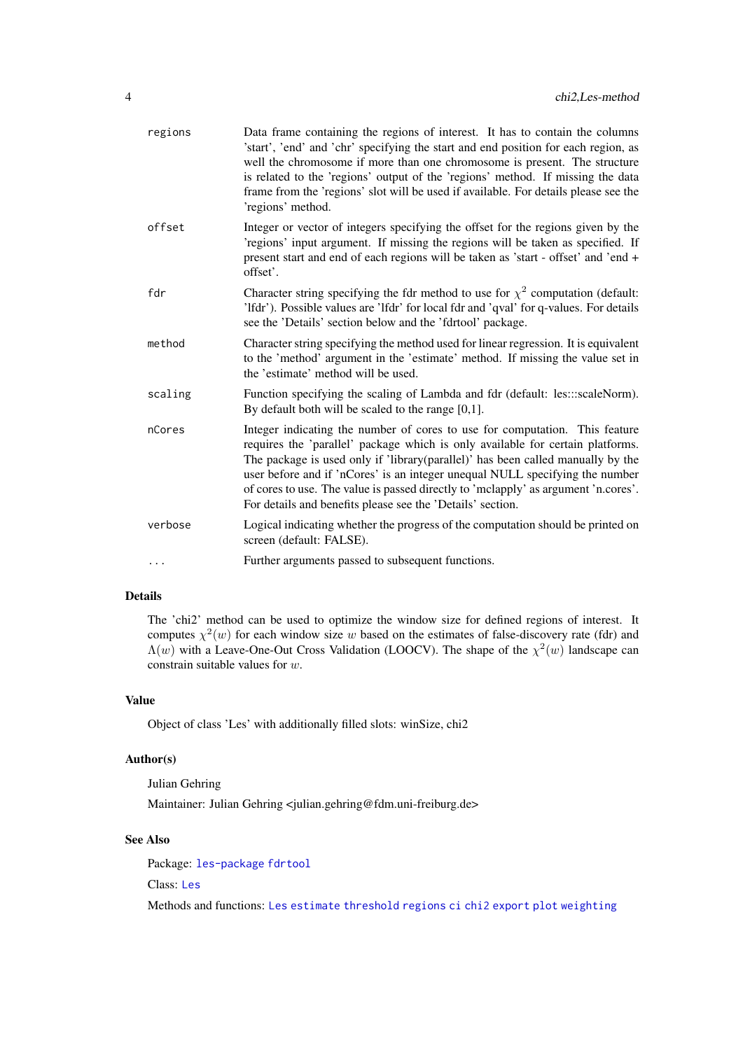| | |
|---|---|
| `regions` | Data frame containing the regions of interest. It has to contain the columns 'start', 'end' and 'chr' specifying the start and end position for each region, as well the chromosome if more than one chromosome is present. The structure is related to the 'regions' output of the 'regions' method. If missing the data frame from the 'regions' slot will be used if available. For details please see the 'regions' method. |
| `offset` | Integer or vector of integers specifying the offset for the regions given by the 'regions' input argument. If missing the regions will be taken as specified. If present start and end of each regions will be taken as 'start - offset' and 'end + offset'. |
| `fdr` | Character string specifying the fdr method to use for $\chi^2$ computation (default: 'lfdr'). Possible values are 'lfdr' for local fdr and 'qval' for q-values. For details see the 'Details' section below and the 'fdrtool' package. |
| `method` | Character string specifying the method used for linear regression. It is equivalent to the 'method' argument in the 'estimate' method. If missing the value set in the 'estimate' method will be used. |
| `scaling` | Function specifying the scaling of Lambda and fdr (default: les:::scaleNorm). By default both will be scaled to the range [0,1]. |
| `nCores` | Integer indicating the number of cores to use for computation. This feature requires the 'parallel' package which is only available for certain platforms. The package is used only if 'library(parallel)' has been called manually by the user before and if 'nCores' is an integer unequal NULL specifying the number of cores to use. The value is passed directly to 'mclapply' as argument 'n.cores'. For details and benefits please see the 'Details' section. |
| `verbose` | Logical indicating whether the progress of the computation should be printed on screen (default: FALSE). |
| `...` | Further arguments passed to subsequent functions. |

## Details

The 'chi2' method can be used to optimize the window size for defined regions of interest. It computes $\chi^2(w)$ for each window size $w$ based on the estimates of false-discovery rate (fdr) and $\Lambda(w)$ with a Leave-One-Out Cross Validation (LOOCV). The shape of the $\chi^2(w)$ landscape can constrain suitable values for $w$.

## Value

Object of class 'Les' with additionally filled slots: winSize, chi2

## Author(s)

Julian Gehring

Maintainer: Julian Gehring <julian.gehring@fdm.uni-freiburg.de>

## See Also

Package: `les-package` `fdrtool`

Class: `Les`

Methods and functions: `Les` `estimate` `threshold` `regions` `ci` `chi2` `export` `plot` `weighting`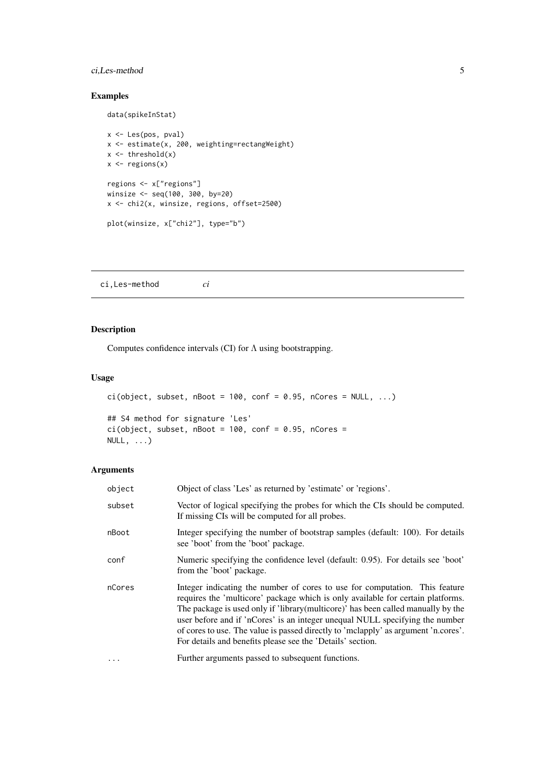## Examples

```
data(spikeInStat)

x <- Les(pos, pval)
x <- estimate(x, 200, weighting=rectangWeight)
x <- threshold(x)
x <- regions(x)

regions <- x["regions"]
winsize <- seq(100, 300, by=20)
x <- chi2(x, winsize, regions, offset=2500)

plot(winsize, x["chi2"], type="b")
```

---

# ci,Les-method *ci*

---

## Description

Computes confidence intervals (CI) for $\Lambda$ using bootstrapping.

## Usage

```
ci(object, subset, nBoot = 100, conf = 0.95, nCores = NULL, ...)

## S4 method for signature 'Les'
ci(object, subset, nBoot = 100, conf = 0.95, nCores =
NULL, ...)
```

## Arguments

| | |
|---|---|
| object | Object of class 'Les' as returned by 'estimate' or 'regions'. |
| subset | Vector of logical specifying the probes for which the CIs should be computed. If missing CIs will be computed for all probes. |
| nBoot | Integer specifying the number of bootstrap samples (default: 100). For details see 'boot' from the 'boot' package. |
| conf | Numeric specifying the confidence level (default: 0.95). For details see 'boot' from the 'boot' package. |
| nCores | Integer indicating the number of cores to use for computation. This feature requires the 'multicore' package which is only available for certain platforms. The package is used only if 'library(multicore)' has been called manually by the user before and if 'nCores' is an integer unequal NULL specifying the number of cores to use. The value is passed directly to 'mclapply' as argument 'n.cores'. For details and benefits please see the 'Details' section. |
| ... | Further arguments passed to subsequent functions. |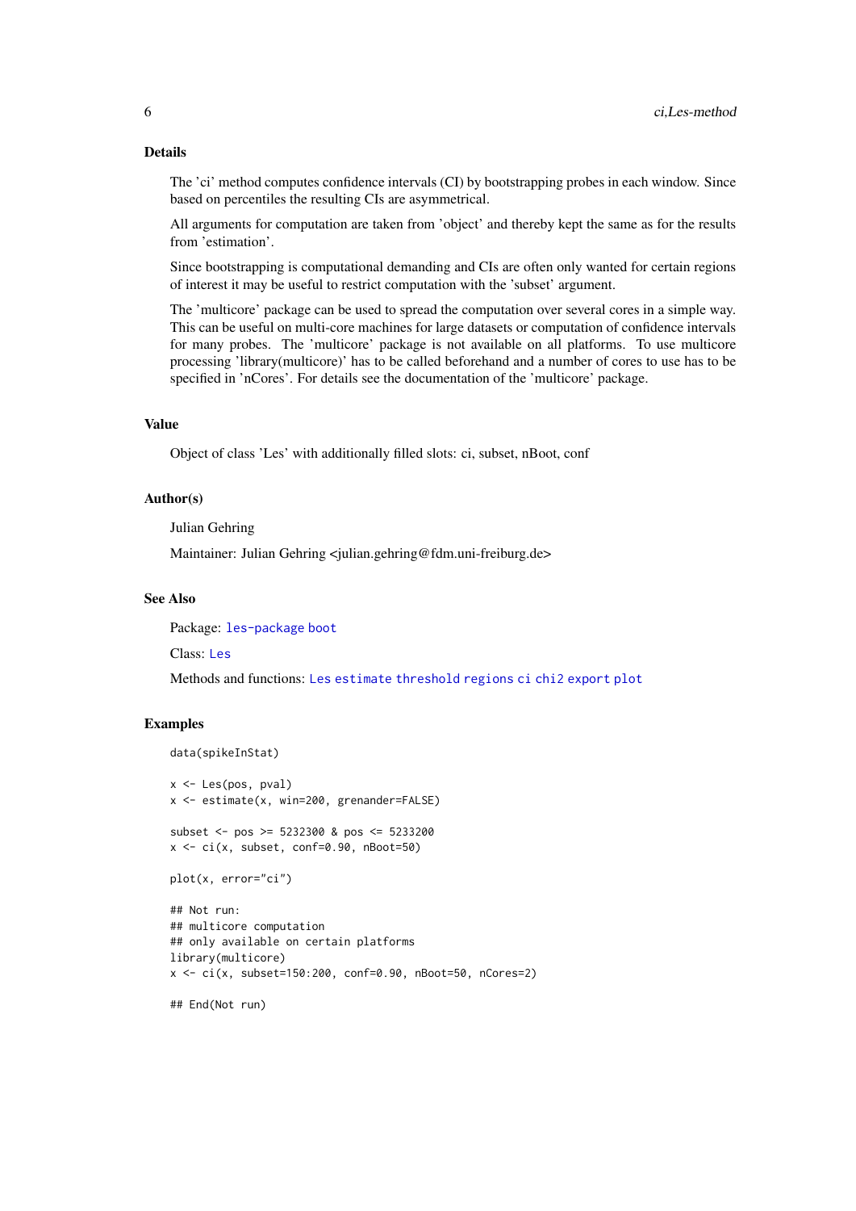### Details

The 'ci' method computes confidence intervals (CI) by bootstrapping probes in each window. Since based on percentiles the resulting CIs are asymmetrical.

All arguments for computation are taken from 'object' and thereby kept the same as for the results from 'estimation'.

Since bootstrapping is computational demanding and CIs are often only wanted for certain regions of interest it may be useful to restrict computation with the 'subset' argument.

The 'multicore' package can be used to spread the computation over several cores in a simple way. This can be useful on multi-core machines for large datasets or computation of confidence intervals for many probes. The 'multicore' package is not available on all platforms. To use multicore processing 'library(multicore)' has to be called beforehand and a number of cores to use has to be specified in 'nCores'. For details see the documentation of the 'multicore' package.

### Value

Object of class 'Les' with additionally filled slots: ci, subset, nBoot, conf

### Author(s)

Julian Gehring

Maintainer: Julian Gehring <julian.gehring@fdm.uni-freiburg.de>

### See Also

Package: `les-package` `boot`

Class: `Les`

Methods and functions: `Les` `estimate` `threshold` `regions` `ci` `chi2` `export` `plot`

### Examples

```
data(spikeInStat)

x <- Les(pos, pval)
x <- estimate(x, win=200, grenander=FALSE)

subset <- pos >= 5232300 & pos <= 5233200
x <- ci(x, subset, conf=0.90, nBoot=50)

plot(x, error="ci")

## Not run:
## multicore computation
## only available on certain platforms
library(multicore)
x <- ci(x, subset=150:200, conf=0.90, nBoot=50, nCores=2)

## End(Not run)
```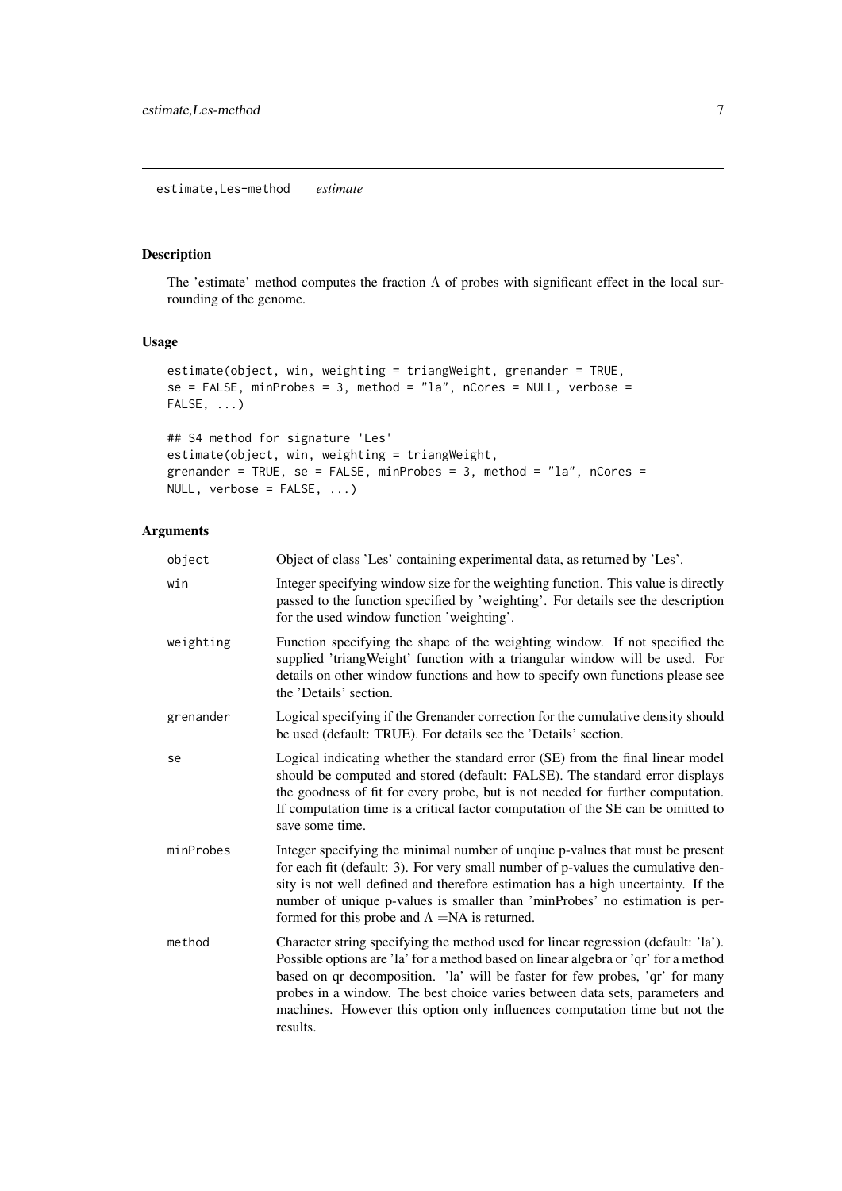## estimate,Les-method *estimate*

### Description

The 'estimate' method computes the fraction $\Lambda$ of probes with significant effect in the local surrounding of the genome.

### Usage

```
estimate(object, win, weighting = triangWeight, grenander = TRUE,
se = FALSE, minProbes = 3, method = "la", nCores = NULL, verbose =
FALSE, ...)

## S4 method for signature 'Les'
estimate(object, win, weighting = triangWeight,
grenander = TRUE, se = FALSE, minProbes = 3, method = "la", nCores =
NULL, verbose = FALSE, ...)
```

### Arguments

| | |
|---|---|
| `object` | Object of class 'Les' containing experimental data, as returned by 'Les'. |
| `win` | Integer specifying window size for the weighting function. This value is directly passed to the function specified by 'weighting'. For details see the description for the used window function 'weighting'. |
| `weighting` | Function specifying the shape of the weighting window. If not specified the supplied 'triangWeight' function with a triangular window will be used. For details on other window functions and how to specify own functions please see the 'Details' section. |
| `grenander` | Logical specifying if the Grenander correction for the cumulative density should be used (default: TRUE). For details see the 'Details' section. |
| `se` | Logical indicating whether the standard error (SE) from the final linear model should be computed and stored (default: FALSE). The standard error displays the goodness of fit for every probe, but is not needed for further computation. If computation time is a critical factor computation of the SE can be omitted to save some time. |
| `minProbes` | Integer specifying the minimal number of unqiue p-values that must be present for each fit (default: 3). For very small number of p-values the cumulative density is not well defined and therefore estimation has a high uncertainty. If the number of unique p-values is smaller than 'minProbes' no estimation is performed for this probe and $\Lambda$ =NA is returned. |
| `method` | Character string specifying the method used for linear regression (default: 'la'). Possible options are 'la' for a method based on linear algebra or 'qr' for a method based on qr decomposition. 'la' will be faster for few probes, 'qr' for many probes in a window. The best choice varies between data sets, parameters and machines. However this option only influences computation time but not the results. |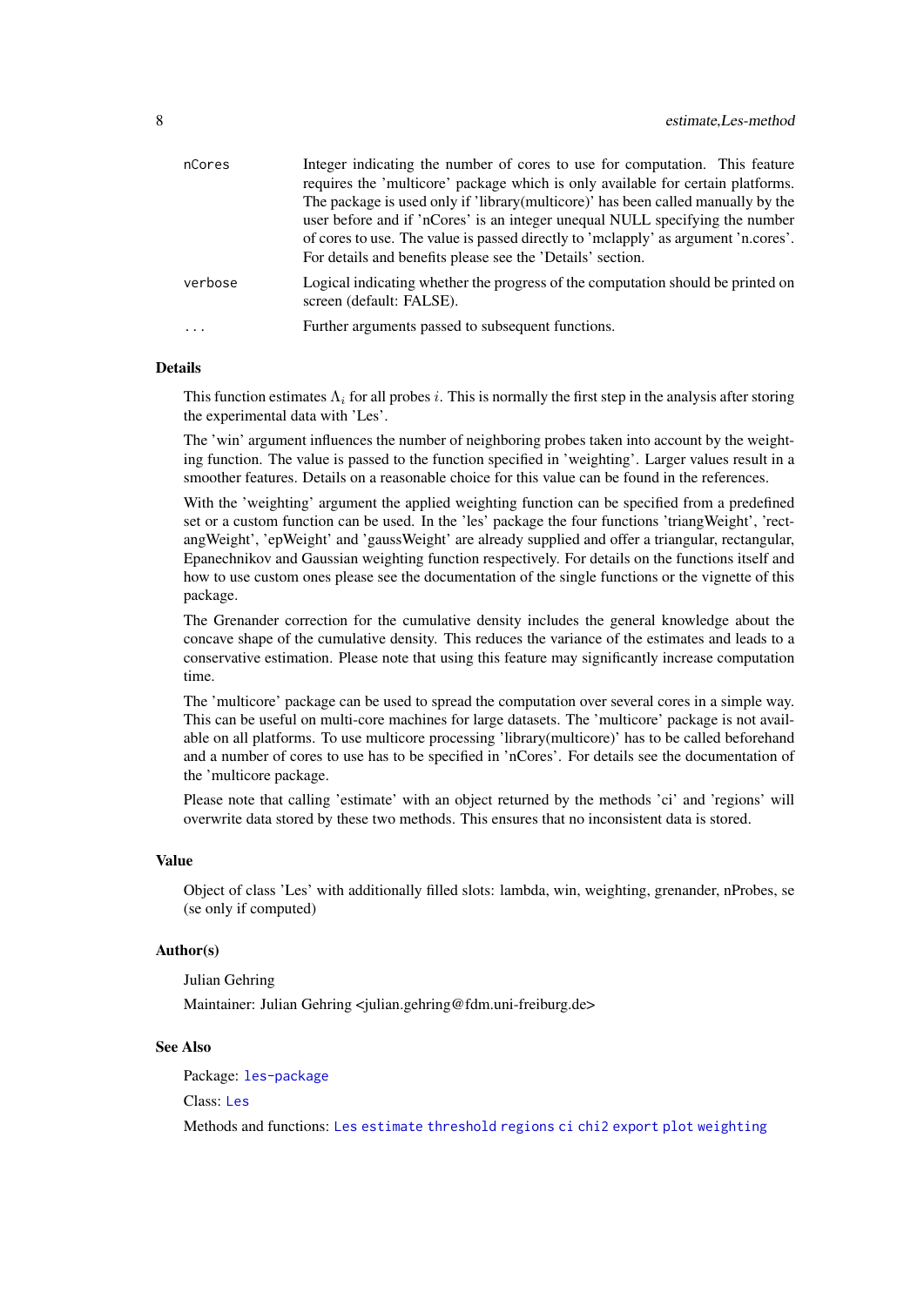| | |
|---|---|
| nCores | Integer indicating the number of cores to use for computation. This feature requires the 'multicore' package which is only available for certain platforms. The package is used only if 'library(multicore)' has been called manually by the user before and if 'nCores' is an integer unequal NULL specifying the number of cores to use. The value is passed directly to 'mclapply' as argument 'n.cores'. For details and benefits please see the 'Details' section. |
| verbose | Logical indicating whether the progress of the computation should be printed on screen (default: FALSE). |
| ... | Further arguments passed to subsequent functions. |

## Details

This function estimates $\Lambda_i$ for all probes $i$. This is normally the first step in the analysis after storing the experimental data with 'Les'.

The 'win' argument influences the number of neighboring probes taken into account by the weighting function. The value is passed to the function specified in 'weighting'. Larger values result in a smoother features. Details on a reasonable choice for this value can be found in the references.

With the 'weighting' argument the applied weighting function can be specified from a predefined set or a custom function can be used. In the 'les' package the four functions 'triangWeight', 'rectangWeight', 'epWeight' and 'gaussWeight' are already supplied and offer a triangular, rectangular, Epanechnikov and Gaussian weighting function respectively. For details on the functions itself and how to use custom ones please see the documentation of the single functions or the vignette of this package.

The Grenander correction for the cumulative density includes the general knowledge about the concave shape of the cumulative density. This reduces the variance of the estimates and leads to a conservative estimation. Please note that using this feature may significantly increase computation time.

The 'multicore' package can be used to spread the computation over several cores in a simple way. This can be useful on multi-core machines for large datasets. The 'multicore' package is not available on all platforms. To use multicore processing 'library(multicore)' has to be called beforehand and a number of cores to use has to be specified in 'nCores'. For details see the documentation of the 'multicore package.

Please note that calling 'estimate' with an object returned by the methods 'ci' and 'regions' will overwrite data stored by these two methods. This ensures that no inconsistent data is stored.

## Value

Object of class 'Les' with additionally filled slots: lambda, win, weighting, grenander, nProbes, se (se only if computed)

## Author(s)

Julian Gehring

Maintainer: Julian Gehring <julian.gehring@fdm.uni-freiburg.de>

## See Also

Package: `les-package`

Class: `Les`

Methods and functions: `Les` `estimate` `threshold` `regions` `ci` `chi2` `export` `plot` `weighting`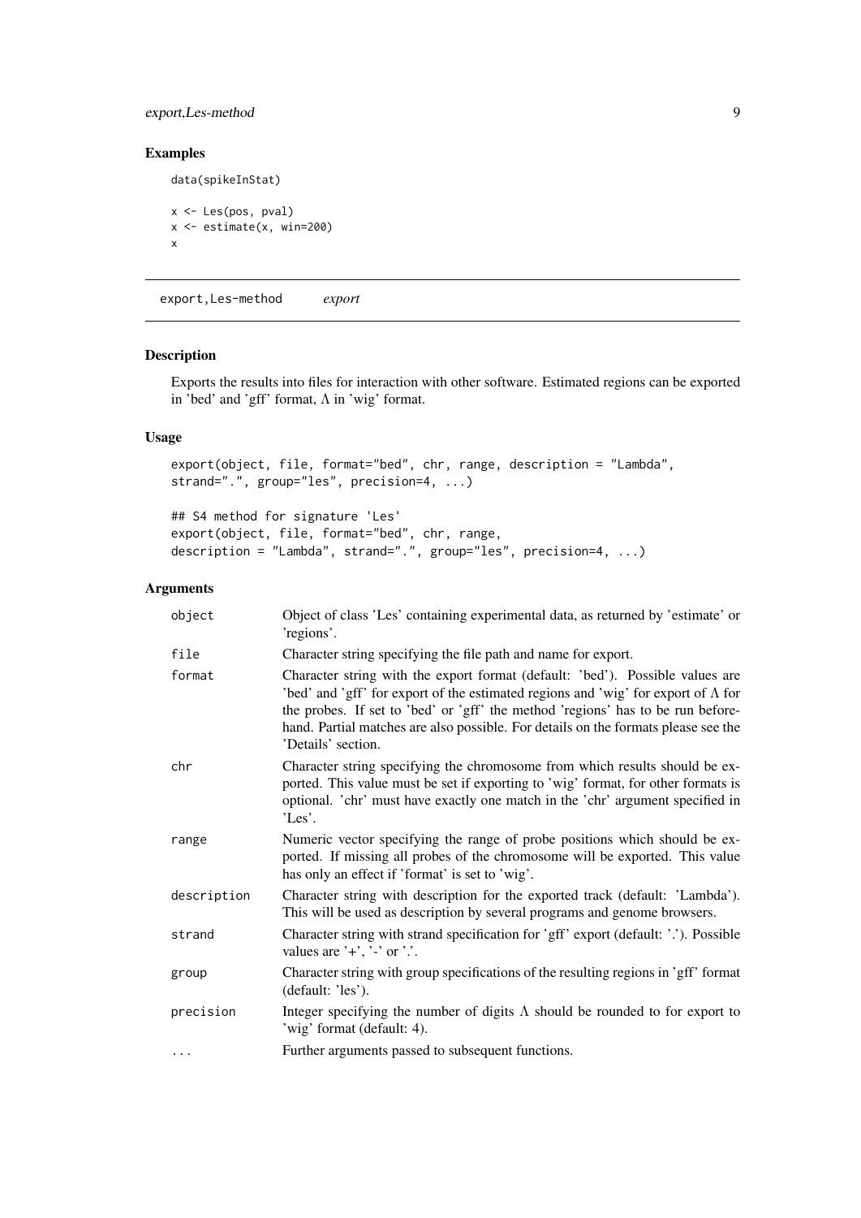## Examples

```
data(spikeInStat)

x <- Les(pos, pval)
x <- estimate(x, win=200)
x
```

---

## export,Les-method *export*

---

### Description

Exports the results into files for interaction with other software. Estimated regions can be exported in 'bed' and 'gff' format, $\Lambda$ in 'wig' format.

### Usage

```
export(object, file, format="bed", chr, range, description = "Lambda",
strand=".", group="les", precision=4, ...)

## S4 method for signature 'Les'
export(object, file, format="bed", chr, range,
description = "Lambda", strand=".", group="les", precision=4, ...)
```

### Arguments

| | |
|---|---|
| `object` | Object of class 'Les' containing experimental data, as returned by 'estimate' or 'regions'. |
| `file` | Character string specifying the file path and name for export. |
| `format` | Character string with the export format (default: 'bed'). Possible values are 'bed' and 'gff' for export of the estimated regions and 'wig' for export of $\Lambda$ for the probes. If set to 'bed' or 'gff' the method 'regions' has to be run beforehand. Partial matches are also possible. For details on the formats please see the 'Details' section. |
| `chr` | Character string specifying the chromosome from which results should be exported. This value must be set if exporting to 'wig' format, for other formats is optional. 'chr' must have exactly one match in the 'chr' argument specified in 'Les'. |
| `range` | Numeric vector specifying the range of probe positions which should be exported. If missing all probes of the chromosome will be exported. This value has only an effect if 'format' is set to 'wig'. |
| `description` | Character string with description for the exported track (default: 'Lambda'). This will be used as description by several programs and genome browsers. |
| `strand` | Character string with strand specification for 'gff' export (default: '.'). Possible values are '+', '-' or '.'. |
| `group` | Character string with group specifications of the resulting regions in 'gff' format (default: 'les'). |
| `precision` | Integer specifying the number of digits $\Lambda$ should be rounded to for export to 'wig' format (default: 4). |
| `...` | Further arguments passed to subsequent functions. |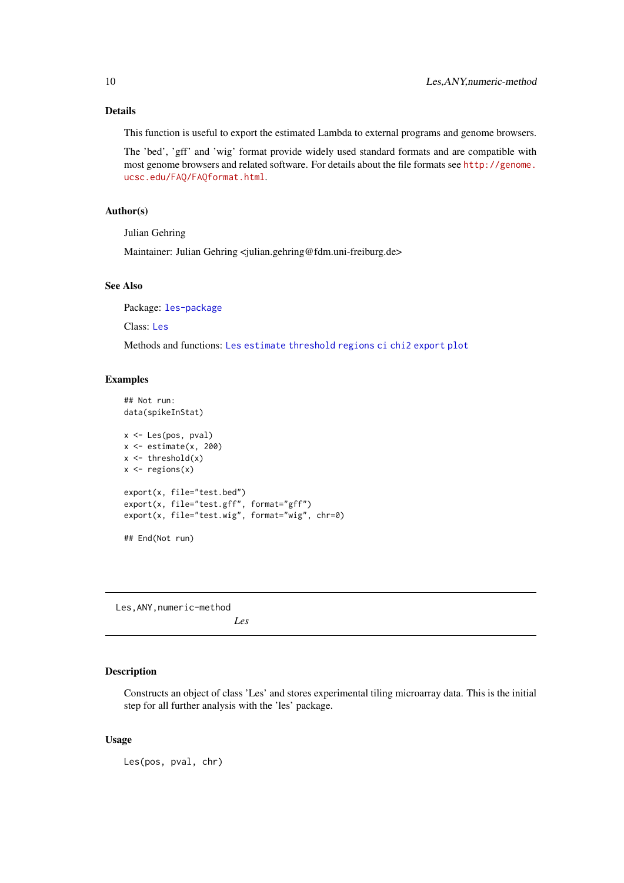### Details

This function is useful to export the estimated Lambda to external programs and genome browsers.

The 'bed', 'gff' and 'wig' format provide widely used standard formats and are compatible with most genome browsers and related software. For details about the file formats see http://genome.ucsc.edu/FAQ/FAQformat.html.

### Author(s)

Julian Gehring

Maintainer: Julian Gehring <julian.gehring@fdm.uni-freiburg.de>

### See Also

Package: les-package

Class: Les

Methods and functions: Les estimate threshold regions ci chi2 export plot

### Examples

```
## Not run:
data(spikeInStat)

x <- Les(pos, pval)
x <- estimate(x, 200)
x <- threshold(x)
x <- regions(x)

export(x, file="test.bed")
export(x, file="test.gff", format="gff")
export(x, file="test.wig", format="wig", chr=0)

## End(Not run)
```

---

## Les,ANY,numeric-method

*Les*

---

### Description

Constructs an object of class 'Les' and stores experimental tiling microarray data. This is the initial step for all further analysis with the 'les' package.

### Usage

```
Les(pos, pval, chr)
```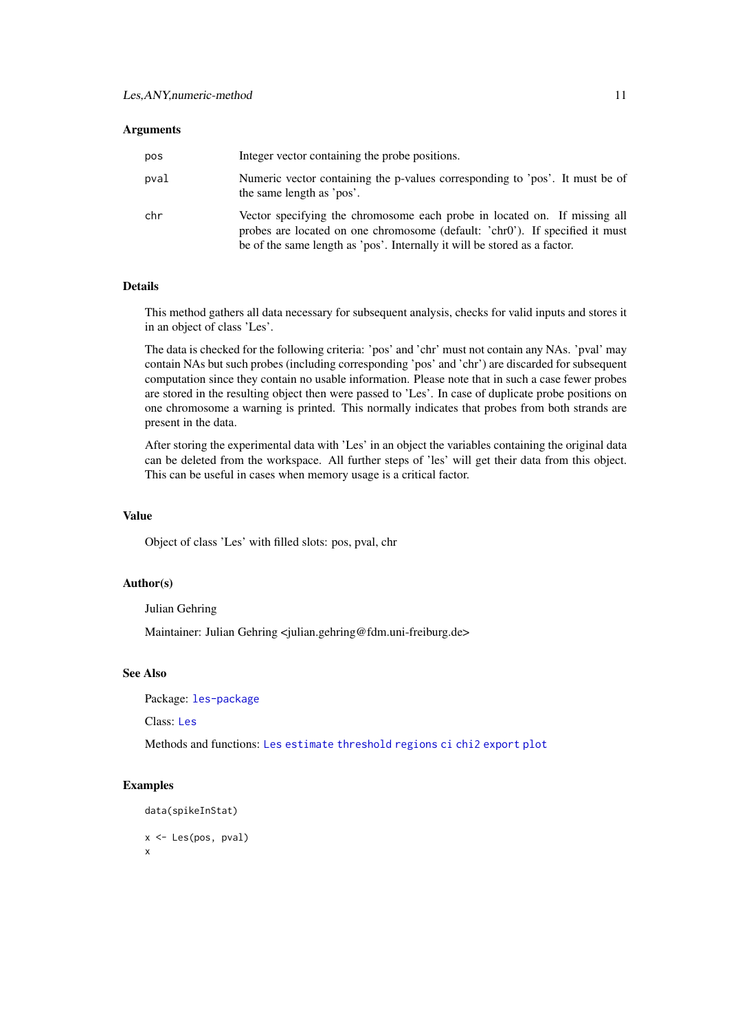### Arguments

| | |
|---|---|
| `pos` | Integer vector containing the probe positions. |
| `pval` | Numeric vector containing the p-values corresponding to 'pos'. It must be of the same length as 'pos'. |
| `chr` | Vector specifying the chromosome each probe in located on. If missing all probes are located on one chromosome (default: 'chr0'). If specified it must be of the same length as 'pos'. Internally it will be stored as a factor. |

### Details

This method gathers all data necessary for subsequent analysis, checks for valid inputs and stores it in an object of class 'Les'.

The data is checked for the following criteria: 'pos' and 'chr' must not contain any NAs. 'pval' may contain NAs but such probes (including corresponding 'pos' and 'chr') are discarded for subsequent computation since they contain no usable information. Please note that in such a case fewer probes are stored in the resulting object then were passed to 'Les'. In case of duplicate probe positions on one chromosome a warning is printed. This normally indicates that probes from both strands are present in the data.

After storing the experimental data with 'Les' in an object the variables containing the original data can be deleted from the workspace. All further steps of 'les' will get their data from this object. This can be useful in cases when memory usage is a critical factor.

### Value

Object of class 'Les' with filled slots: pos, pval, chr

### Author(s)

Julian Gehring

Maintainer: Julian Gehring <julian.gehring@fdm.uni-freiburg.de>

### See Also

Package: `les-package`

Class: `Les`

Methods and functions: `Les` `estimate` `threshold` `regions` `ci` `chi2` `export` `plot`

### Examples

```
data(spikeInStat)

x <- Les(pos, pval)
x
```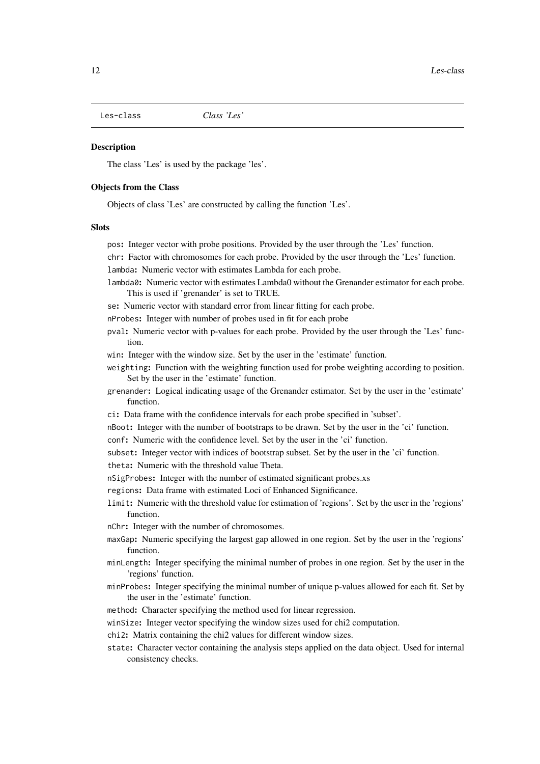Les-class    *Class 'Les'*

## Description

The class 'Les' is used by the package 'les'.

## Objects from the Class

Objects of class 'Les' are constructed by calling the function 'Les'.

## Slots

- `pos`: Integer vector with probe positions. Provided by the user through the 'Les' function.
- `chr`: Factor with chromosomes for each probe. Provided by the user through the 'Les' function.
- `lambda`: Numeric vector with estimates Lambda for each probe.
- `lambda0`: Numeric vector with estimates Lambda0 without the Grenander estimator for each probe. This is used if 'grenander' is set to TRUE.
- `se`: Numeric vector with standard error from linear fitting for each probe.
- `nProbes`: Integer with number of probes used in fit for each probe
- `pval`: Numeric vector with p-values for each probe. Provided by the user through the 'Les' function.
- `win`: Integer with the window size. Set by the user in the 'estimate' function.
- `weighting`: Function with the weighting function used for probe weighting according to position. Set by the user in the 'estimate' function.
- `grenander`: Logical indicating usage of the Grenander estimator. Set by the user in the 'estimate' function.
- `ci`: Data frame with the confidence intervals for each probe specified in 'subset'.
- `nBoot`: Integer with the number of bootstraps to be drawn. Set by the user in the 'ci' function.
- `conf`: Numeric with the confidence level. Set by the user in the 'ci' function.
- `subset`: Integer vector with indices of bootstrap subset. Set by the user in the 'ci' function.
- `theta`: Numeric with the threshold value Theta.
- `nSigProbes`: Integer with the number of estimated significant probes.xs
- `regions`: Data frame with estimated Loci of Enhanced Significance.
- `limit`: Numeric with the threshold value for estimation of 'regions'. Set by the user in the 'regions' function.
- `nChr`: Integer with the number of chromosomes.
- `maxGap`: Numeric specifying the largest gap allowed in one region. Set by the user in the 'regions' function.
- `minLength`: Integer specifying the minimal number of probes in one region. Set by the user in the 'regions' function.
- `minProbes`: Integer specifying the minimal number of unique p-values allowed for each fit. Set by the user in the 'estimate' function.
- `method`: Character specifying the method used for linear regression.
- `winSize`: Integer vector specifying the window sizes used for chi2 computation.
- `chi2`: Matrix containing the chi2 values for different window sizes.
- `state`: Character vector containing the analysis steps applied on the data object. Used for internal consistency checks.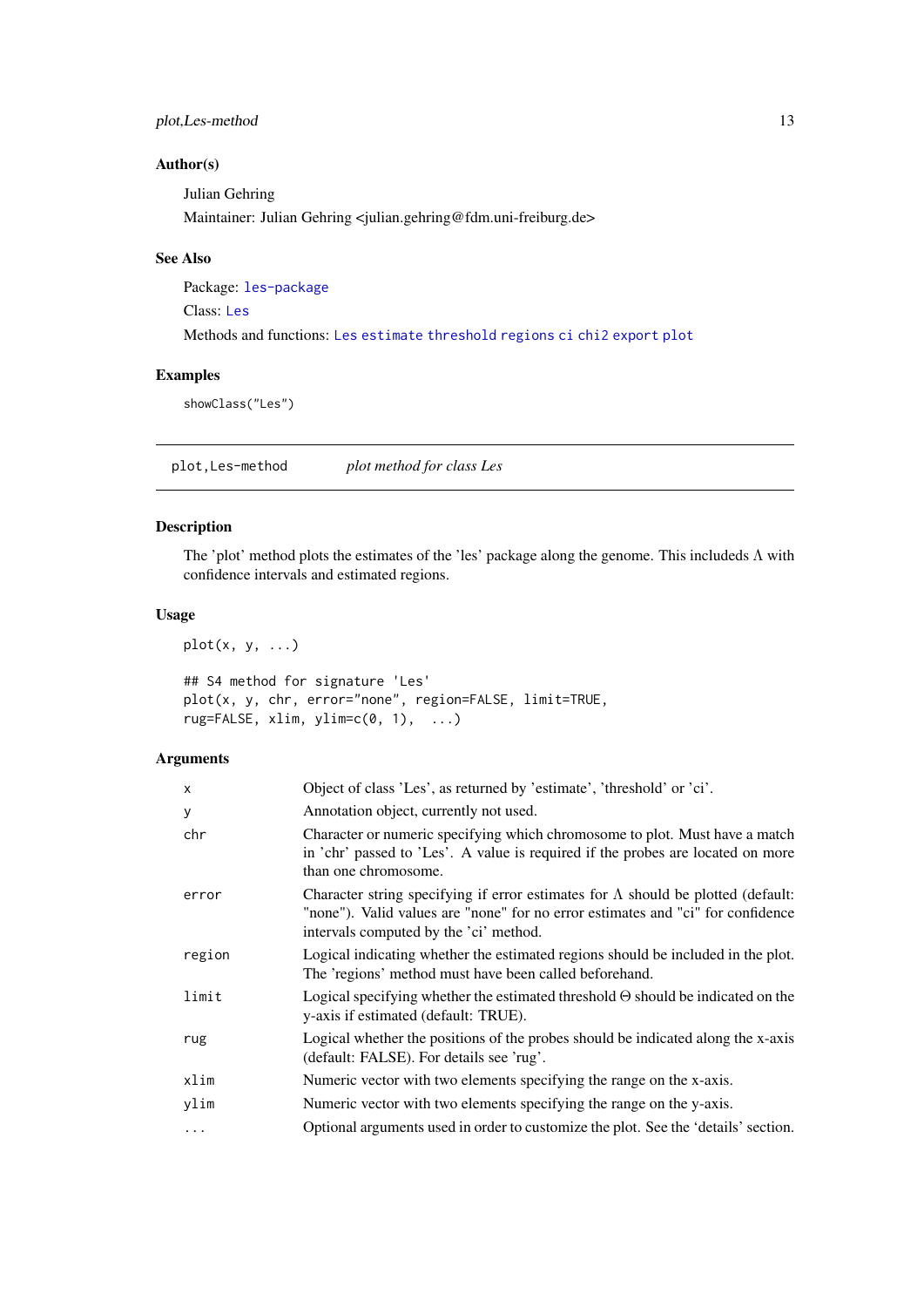### Author(s)

Julian Gehring

Maintainer: Julian Gehring <julian.gehring@fdm.uni-freiburg.de>

### See Also

Package: `les-package`

Class: `Les`

Methods and functions: `Les` `estimate` `threshold` `regions` `ci` `chi2` `export` `plot`

### Examples

```
showClass("Les")
```

---

## plot,Les-method — *plot method for class Les*

### Description

The 'plot' method plots the estimates of the 'les' package along the genome. This includeds $\Lambda$ with confidence intervals and estimated regions.

### Usage

```
plot(x, y, ...)

## S4 method for signature 'Les'
plot(x, y, chr, error="none", region=FALSE, limit=TRUE,
rug=FALSE, xlim, ylim=c(0, 1),  ...)
```

### Arguments

| | |
|---|---|
| `x` | Object of class 'Les', as returned by 'estimate', 'threshold' or 'ci'. |
| `y` | Annotation object, currently not used. |
| `chr` | Character or numeric specifying which chromosome to plot. Must have a match in 'chr' passed to 'Les'. A value is required if the probes are located on more than one chromosome. |
| `error` | Character string specifying if error estimates for $\Lambda$ should be plotted (default: "none"). Valid values are "none" for no error estimates and "ci" for confidence intervals computed by the 'ci' method. |
| `region` | Logical indicating whether the estimated regions should be included in the plot. The 'regions' method must have been called beforehand. |
| `limit` | Logical specifying whether the estimated threshold $\Theta$ should be indicated on the y-axis if estimated (default: TRUE). |
| `rug` | Logical whether the positions of the probes should be indicated along the x-axis (default: FALSE). For details see 'rug'. |
| `xlim` | Numeric vector with two elements specifying the range on the x-axis. |
| `ylim` | Numeric vector with two elements specifying the range on the y-axis. |
| `...` | Optional arguments used in order to customize the plot. See the 'details' section. |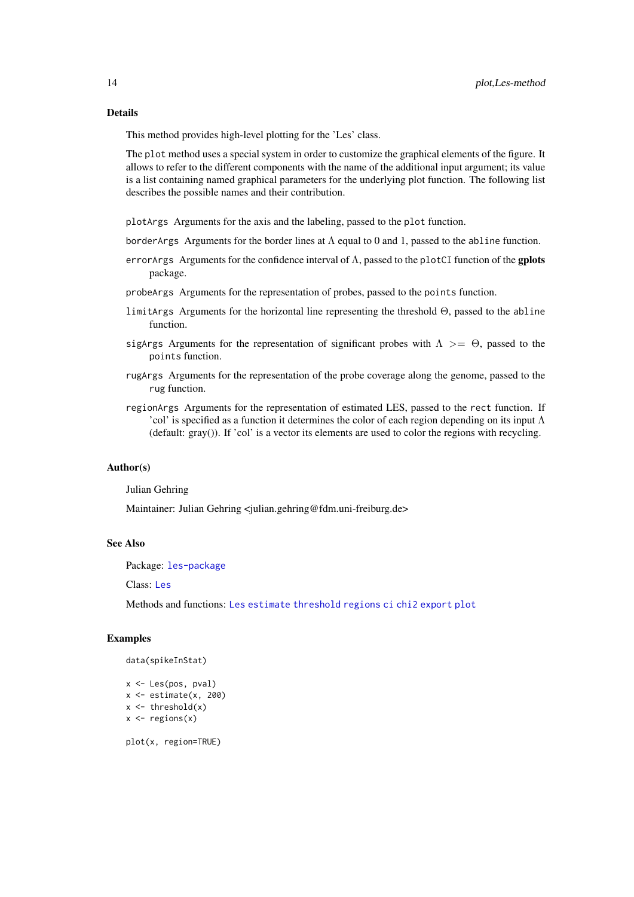## Details

This method provides high-level plotting for the 'Les' class.

The `plot` method uses a special system in order to customize the graphical elements of the figure. It allows to refer to the different components with the name of the additional input argument; its value is a list containing named graphical parameters for the underlying plot function. The following list describes the possible names and their contribution.

`plotArgs` Arguments for the axis and the labeling, passed to the `plot` function.

`borderArgs` Arguments for the border lines at $\Lambda$ equal to 0 and 1, passed to the `abline` function.

`errorArgs` Arguments for the confidence interval of $\Lambda$, passed to the `plotCI` function of the **gplots** package.

`probeArgs` Arguments for the representation of probes, passed to the `points` function.

`limitArgs` Arguments for the horizontal line representing the threshold $\Theta$, passed to the `abline` function.

`sigArgs` Arguments for the representation of significant probes with $\Lambda >= \Theta$, passed to the `points` function.

`rugArgs` Arguments for the representation of the probe coverage along the genome, passed to the `rug` function.

`regionArgs` Arguments for the representation of estimated LES, passed to the `rect` function. If 'col' is specified as a function it determines the color of each region depending on its input $\Lambda$ (default: gray()). If 'col' is a vector its elements are used to color the regions with recycling.

## Author(s)

Julian Gehring

Maintainer: Julian Gehring <julian.gehring@fdm.uni-freiburg.de>

## See Also

Package: `les-package`

Class: `Les`

Methods and functions: `Les` `estimate` `threshold` `regions` `ci` `chi2` `export` `plot`

## Examples

```
data(spikeInStat)

x <- Les(pos, pval)
x <- estimate(x, 200)
x <- threshold(x)
x <- regions(x)

plot(x, region=TRUE)
```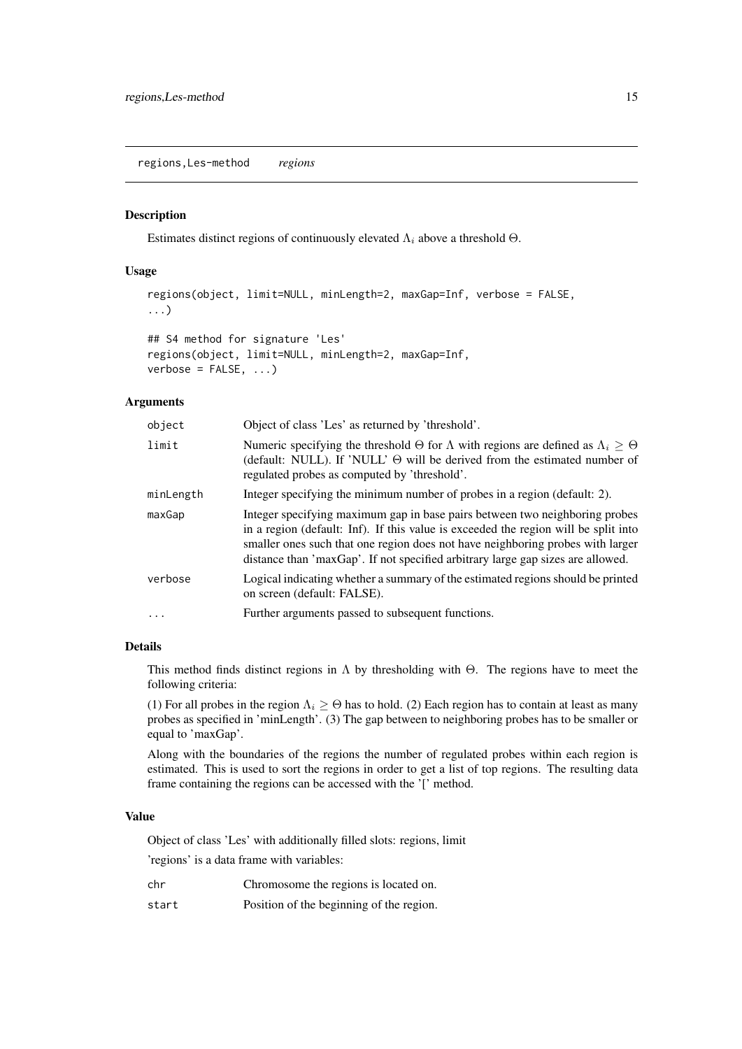regions,Les-method *regions*

### Description

Estimates distinct regions of continuously elevated $\Lambda_i$ above a threshold $\Theta$.

### Usage

```
regions(object, limit=NULL, minLength=2, maxGap=Inf, verbose = FALSE,
...)

## S4 method for signature 'Les'
regions(object, limit=NULL, minLength=2, maxGap=Inf,
verbose = FALSE, ...)
```

### Arguments

| | |
|---|---|
| object | Object of class 'Les' as returned by 'threshold'. |
| limit | Numeric specifying the threshold $\Theta$ for $\Lambda$ with regions are defined as $\Lambda_i \geq \Theta$ (default: NULL). If 'NULL' $\Theta$ will be derived from the estimated number of regulated probes as computed by 'threshold'. |
| minLength | Integer specifying the minimum number of probes in a region (default: 2). |
| maxGap | Integer specifying maximum gap in base pairs between two neighboring probes in a region (default: Inf). If this value is exceeded the region will be split into smaller ones such that one region does not have neighboring probes with larger distance than 'maxGap'. If not specified arbitrary large gap sizes are allowed. |
| verbose | Logical indicating whether a summary of the estimated regions should be printed on screen (default: FALSE). |
| ... | Further arguments passed to subsequent functions. |

### Details

This method finds distinct regions in $\Lambda$ by thresholding with $\Theta$. The regions have to meet the following criteria:

(1) For all probes in the region $\Lambda_i \geq \Theta$ has to hold. (2) Each region has to contain at least as many probes as specified in 'minLength'. (3) The gap between to neighboring probes has to be smaller or equal to 'maxGap'.

Along with the boundaries of the regions the number of regulated probes within each region is estimated. This is used to sort the regions in order to get a list of top regions. The resulting data frame containing the regions can be accessed with the '[' method.

### Value

Object of class 'Les' with additionally filled slots: regions, limit

'regions' is a data frame with variables:

| | |
|---|---|
| chr | Chromosome the regions is located on. |
| start | Position of the beginning of the region. |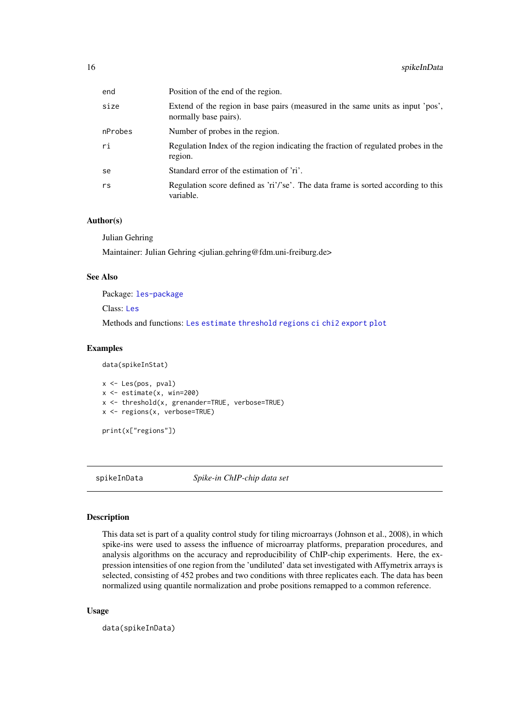| | |
|---|---|
| end | Position of the end of the region. |
| size | Extend of the region in base pairs (measured in the same units as input 'pos', normally base pairs). |
| nProbes | Number of probes in the region. |
| ri | Regulation Index of the region indicating the fraction of regulated probes in the region. |
| se | Standard error of the estimation of 'ri'. |
| rs | Regulation score defined as 'ri'/'se'. The data frame is sorted according to this variable. |

### Author(s)

Julian Gehring

Maintainer: Julian Gehring <julian.gehring@fdm.uni-freiburg.de>

### See Also

Package: les-package

Class: Les

Methods and functions: Les estimate threshold regions ci chi2 export plot

### Examples

```
data(spikeInStat)

x <- Les(pos, pval)
x <- estimate(x, win=200)
x <- threshold(x, grenander=TRUE, verbose=TRUE)
x <- regions(x, verbose=TRUE)

print(x["regions"])
```

---

## spikeInData — *Spike-in ChIP-chip data set*

---

### Description

This data set is part of a quality control study for tiling microarrays (Johnson et al., 2008), in which spike-ins were used to assess the influence of microarray platforms, preparation procedures, and analysis algorithms on the accuracy and reproducibility of ChIP-chip experiments. Here, the expression intensities of one region from the 'undiluted' data set investigated with Affymetrix arrays is selected, consisting of 452 probes and two conditions with three replicates each. The data has been normalized using quantile normalization and probe positions remapped to a common reference.

### Usage

```
data(spikeInData)
```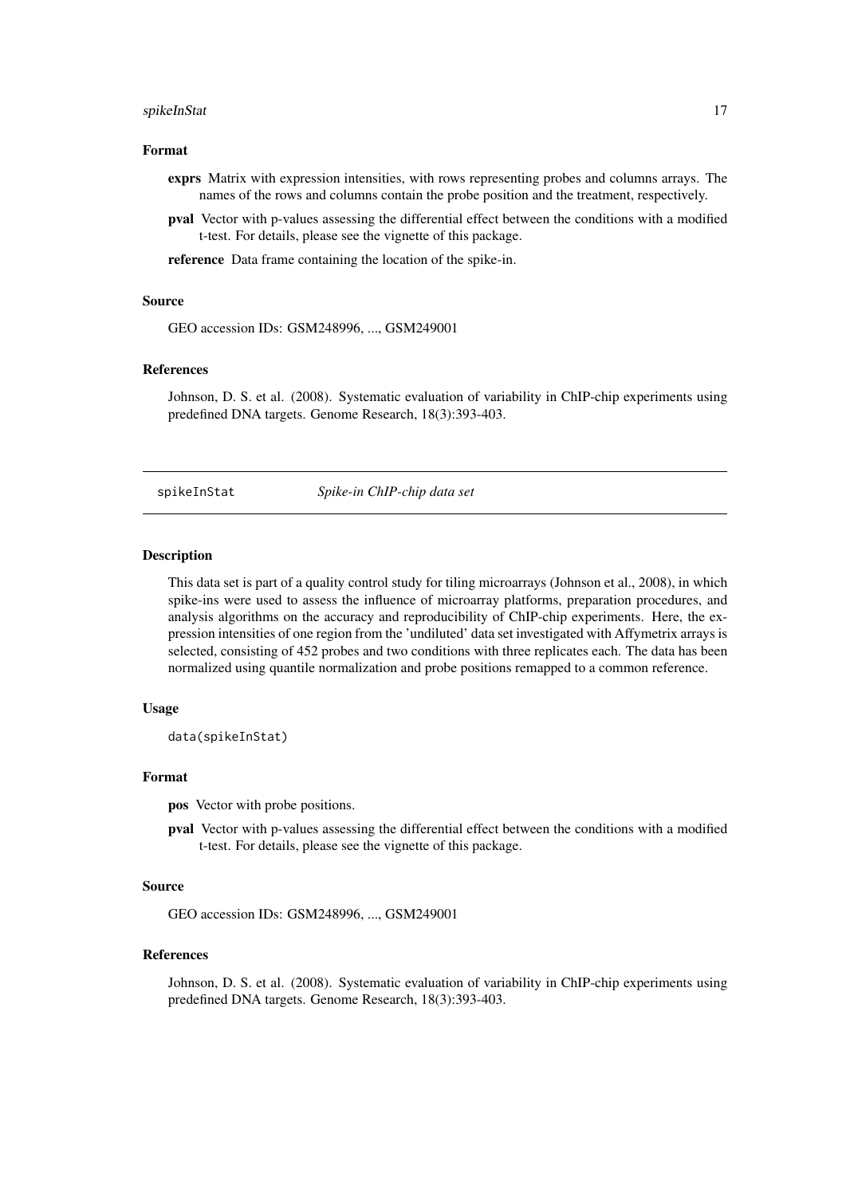### Format

**exprs** Matrix with expression intensities, with rows representing probes and columns arrays. The names of the rows and columns contain the probe position and the treatment, respectively.

**pval** Vector with p-values assessing the differential effect between the conditions with a modified t-test. For details, please see the vignette of this package.

**reference** Data frame containing the location of the spike-in.

### Source

GEO accession IDs: GSM248996, ..., GSM249001

### References

Johnson, D. S. et al. (2008). Systematic evaluation of variability in ChIP-chip experiments using predefined DNA targets. Genome Research, 18(3):393-403.

---

## spikeInStat *Spike-in ChIP-chip data set*

---

### Description

This data set is part of a quality control study for tiling microarrays (Johnson et al., 2008), in which spike-ins were used to assess the influence of microarray platforms, preparation procedures, and analysis algorithms on the accuracy and reproducibility of ChIP-chip experiments. Here, the expression intensities of one region from the 'undiluted' data set investigated with Affymetrix arrays is selected, consisting of 452 probes and two conditions with three replicates each. The data has been normalized using quantile normalization and probe positions remapped to a common reference.

### Usage

```
data(spikeInStat)
```

### Format

**pos** Vector with probe positions.

**pval** Vector with p-values assessing the differential effect between the conditions with a modified t-test. For details, please see the vignette of this package.

### Source

GEO accession IDs: GSM248996, ..., GSM249001

### References

Johnson, D. S. et al. (2008). Systematic evaluation of variability in ChIP-chip experiments using predefined DNA targets. Genome Research, 18(3):393-403.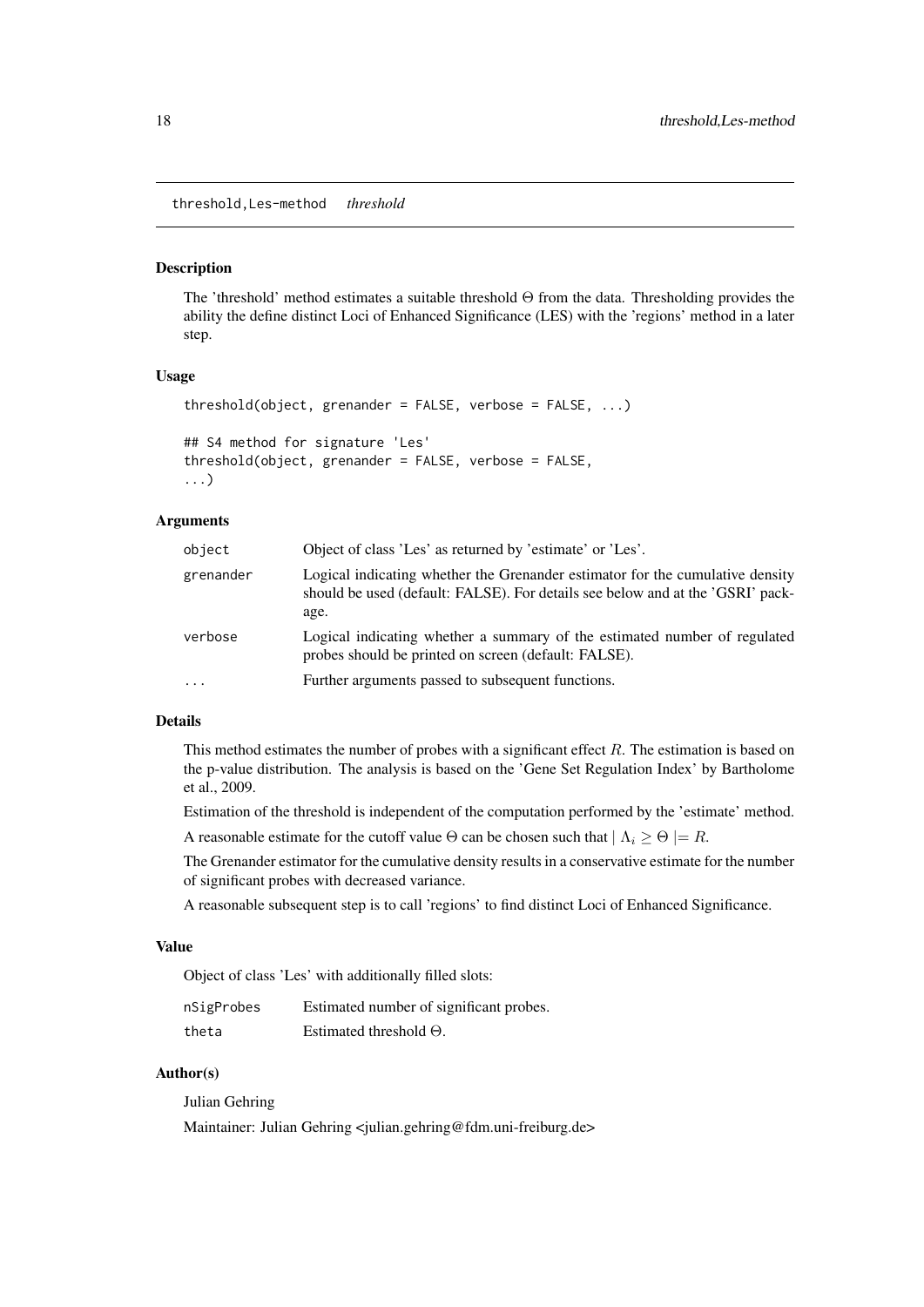## threshold,Les-method *threshold*

### Description

The 'threshold' method estimates a suitable threshold $\Theta$ from the data. Thresholding provides the ability the define distinct Loci of Enhanced Significance (LES) with the 'regions' method in a later step.

### Usage

```
threshold(object, grenander = FALSE, verbose = FALSE, ...)

## S4 method for signature 'Les'
threshold(object, grenander = FALSE, verbose = FALSE,
...)
```

### Arguments

| | |
|---|---|
| `object` | Object of class 'Les' as returned by 'estimate' or 'Les'. |
| `grenander` | Logical indicating whether the Grenander estimator for the cumulative density should be used (default: FALSE). For details see below and at the 'GSRI' package. |
| `verbose` | Logical indicating whether a summary of the estimated number of regulated probes should be printed on screen (default: FALSE). |
| `...` | Further arguments passed to subsequent functions. |

### Details

This method estimates the number of probes with a significant effect $R$. The estimation is based on the p-value distribution. The analysis is based on the 'Gene Set Regulation Index' by Bartholome et al., 2009.

Estimation of the threshold is independent of the computation performed by the 'estimate' method.

A reasonable estimate for the cutoff value $\Theta$ can be chosen such that $\mid \Lambda_i \geq \Theta \mid= R$.

The Grenander estimator for the cumulative density results in a conservative estimate for the number of significant probes with decreased variance.

A reasonable subsequent step is to call 'regions' to find distinct Loci of Enhanced Significance.

### Value

Object of class 'Les' with additionally filled slots:

| | |
|---|---|
| `nSigProbes` | Estimated number of significant probes. |
| `theta` | Estimated threshold $\Theta$. |

### Author(s)

Julian Gehring

Maintainer: Julian Gehring <julian.gehring@fdm.uni-freiburg.de>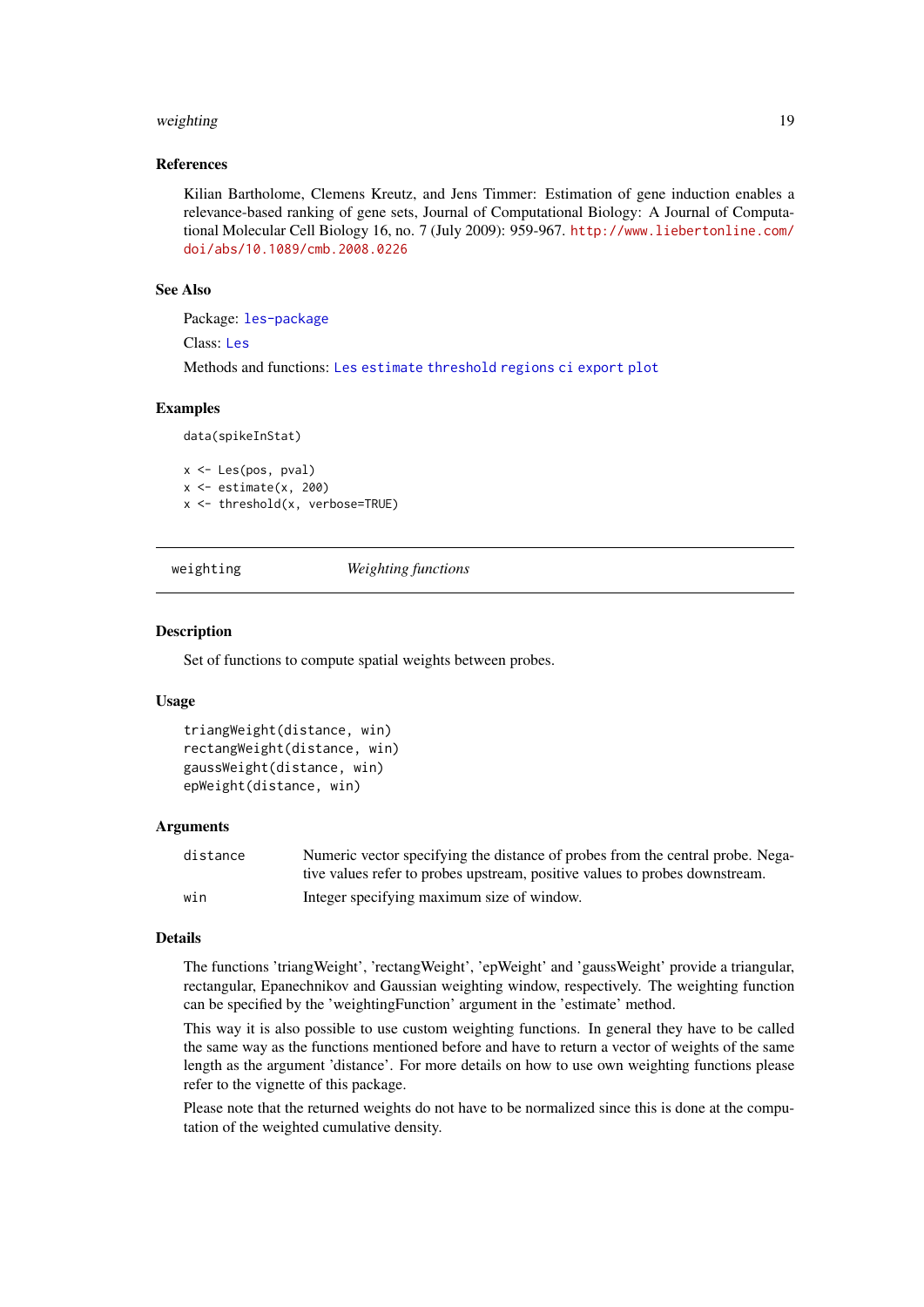### References

Kilian Bartholome, Clemens Kreutz, and Jens Timmer: Estimation of gene induction enables a relevance-based ranking of gene sets, Journal of Computational Biology: A Journal of Computational Molecular Cell Biology 16, no. 7 (July 2009): 959-967. http://www.liebertonline.com/doi/abs/10.1089/cmb.2008.0226

### See Also

Package: les-package

Class: Les

Methods and functions: Les estimate threshold regions ci export plot

### Examples

```
data(spikeInStat)

x <- Les(pos, pval)
x <- estimate(x, 200)
x <- threshold(x, verbose=TRUE)
```

---

## weighting *Weighting functions*

---

### Description

Set of functions to compute spatial weights between probes.

### Usage

```
triangWeight(distance, win)
rectangWeight(distance, win)
gaussWeight(distance, win)
epWeight(distance, win)
```

### Arguments

| | |
|---|---|
| distance | Numeric vector specifying the distance of probes from the central probe. Negative values refer to probes upstream, positive values to probes downstream. |
| win | Integer specifying maximum size of window. |

### Details

The functions 'triangWeight', 'rectangWeight', 'epWeight' and 'gaussWeight' provide a triangular, rectangular, Epanechnikov and Gaussian weighting window, respectively. The weighting function can be specified by the 'weightingFunction' argument in the 'estimate' method.

This way it is also possible to use custom weighting functions. In general they have to be called the same way as the functions mentioned before and have to return a vector of weights of the same length as the argument 'distance'. For more details on how to use own weighting functions please refer to the vignette of this package.

Please note that the returned weights do not have to be normalized since this is done at the computation of the weighted cumulative density.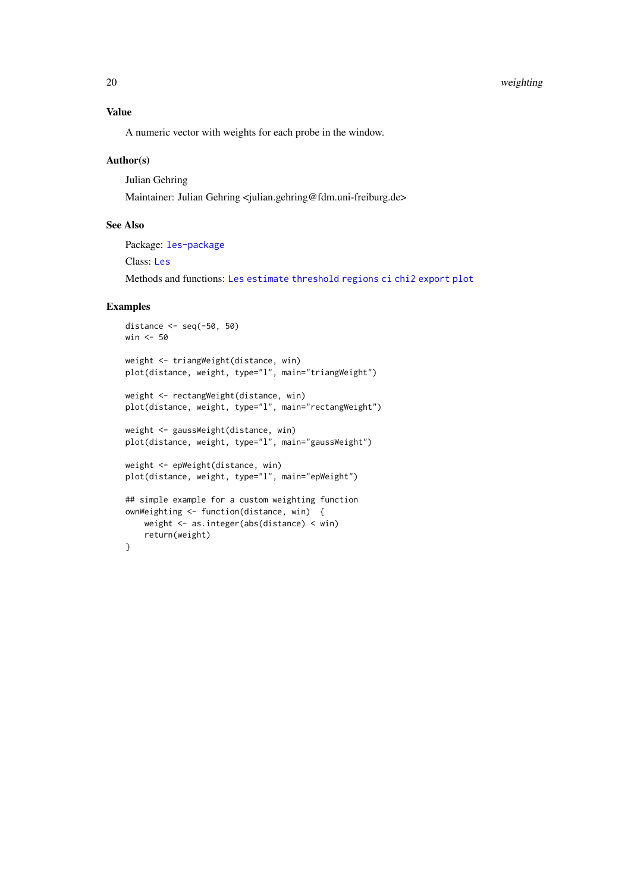### Value

A numeric vector with weights for each probe in the window.

### Author(s)

Julian Gehring

Maintainer: Julian Gehring <julian.gehring@fdm.uni-freiburg.de>

### See Also

Package: `les-package`

Class: `Les`

Methods and functions: `Les` `estimate` `threshold` `regions` `ci` `chi2` `export` `plot`

### Examples

```
distance <- seq(-50, 50)
win <- 50

weight <- triangWeight(distance, win)
plot(distance, weight, type="l", main="triangWeight")

weight <- rectangWeight(distance, win)
plot(distance, weight, type="l", main="rectangWeight")

weight <- gaussWeight(distance, win)
plot(distance, weight, type="l", main="gaussWeight")

weight <- epWeight(distance, win)
plot(distance, weight, type="l", main="epWeight")

## simple example for a custom weighting function
ownWeighting <- function(distance, win)  {
    weight <- as.integer(abs(distance) < win)
    return(weight)
}
```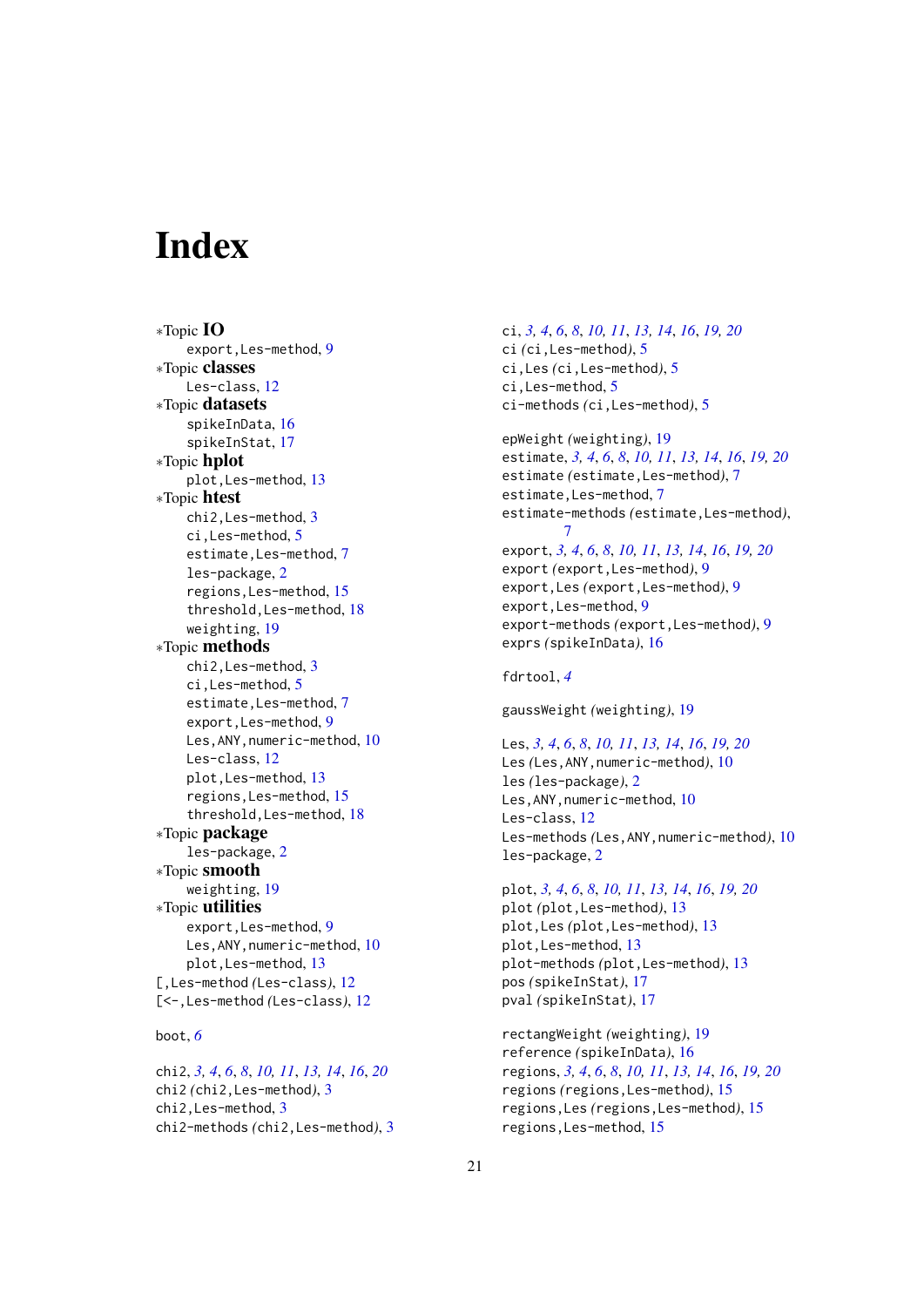# Index

∗Topic **IO**
  export,Les-method, 9
∗Topic **classes**
  Les-class, 12
∗Topic **datasets**
  spikeInData, 16
  spikeInStat, 17
∗Topic **hplot**
  plot,Les-method, 13
∗Topic **htest**
  chi2,Les-method, 3
  ci,Les-method, 5
  estimate,Les-method, 7
  les-package, 2
  regions,Les-method, 15
  threshold,Les-method, 18
  weighting, 19
∗Topic **methods**
  chi2,Les-method, 3
  ci,Les-method, 5
  estimate,Les-method, 7
  export,Les-method, 9
  Les,ANY,numeric-method, 10
  Les-class, 12
  plot,Les-method, 13
  regions,Les-method, 15
  threshold,Les-method, 18
∗Topic **package**
  les-package, 2
∗Topic **smooth**
  weighting, 19
∗Topic **utilities**
  export,Les-method, 9
  Les,ANY,numeric-method, 10
  plot,Les-method, 13
[,Les-method *(Les-class)*, 12
[<-,Les-method *(Les-class)*, 12

boot, *6*

chi2, *3, 4*, *6*, *8*, *10, 11*, *13, 14*, *16*, *20*
chi2 *(chi2,Les-method)*, 3
chi2,Les-method, 3
chi2-methods *(chi2,Les-method)*, 3

ci, *3, 4*, *6*, *8*, *10, 11*, *13, 14*, *16*, *19, 20*
ci *(ci,Les-method)*, 5
ci,Les *(ci,Les-method)*, 5
ci,Les-method, 5
ci-methods *(ci,Les-method)*, 5

epWeight *(weighting)*, 19
estimate, *3, 4*, *6*, *8*, *10, 11*, *13, 14*, *16*, *19, 20*
estimate *(estimate,Les-method)*, 7
estimate,Les-method, 7
estimate-methods *(estimate,Les-method)*, 7
export, *3, 4*, *6*, *8*, *10, 11*, *13, 14*, *16*, *19, 20*
export *(export,Les-method)*, 9
export,Les *(export,Les-method)*, 9
export,Les-method, 9
export-methods *(export,Les-method)*, 9
exprs *(spikeInData)*, 16

fdrtool, *4*

gaussWeight *(weighting)*, 19

Les, *3, 4*, *6*, *8*, *10, 11*, *13, 14*, *16*, *19, 20*
Les *(Les,ANY,numeric-method)*, 10
les *(les-package)*, 2
Les,ANY,numeric-method, 10
Les-class, 12
Les-methods *(Les,ANY,numeric-method)*, 10
les-package, 2

plot, *3, 4*, *6*, *8*, *10, 11*, *13, 14*, *16*, *19, 20*
plot *(plot,Les-method)*, 13
plot,Les *(plot,Les-method)*, 13
plot,Les-method, 13
plot-methods *(plot,Les-method)*, 13
pos *(spikeInStat)*, 17
pval *(spikeInStat)*, 17

rectangWeight *(weighting)*, 19
reference *(spikeInData)*, 16
regions, *3, 4*, *6*, *8*, *10, 11*, *13, 14*, *16*, *19, 20*
regions *(regions,Les-method)*, 15
regions,Les *(regions,Les-method)*, 15
regions,Les-method, 15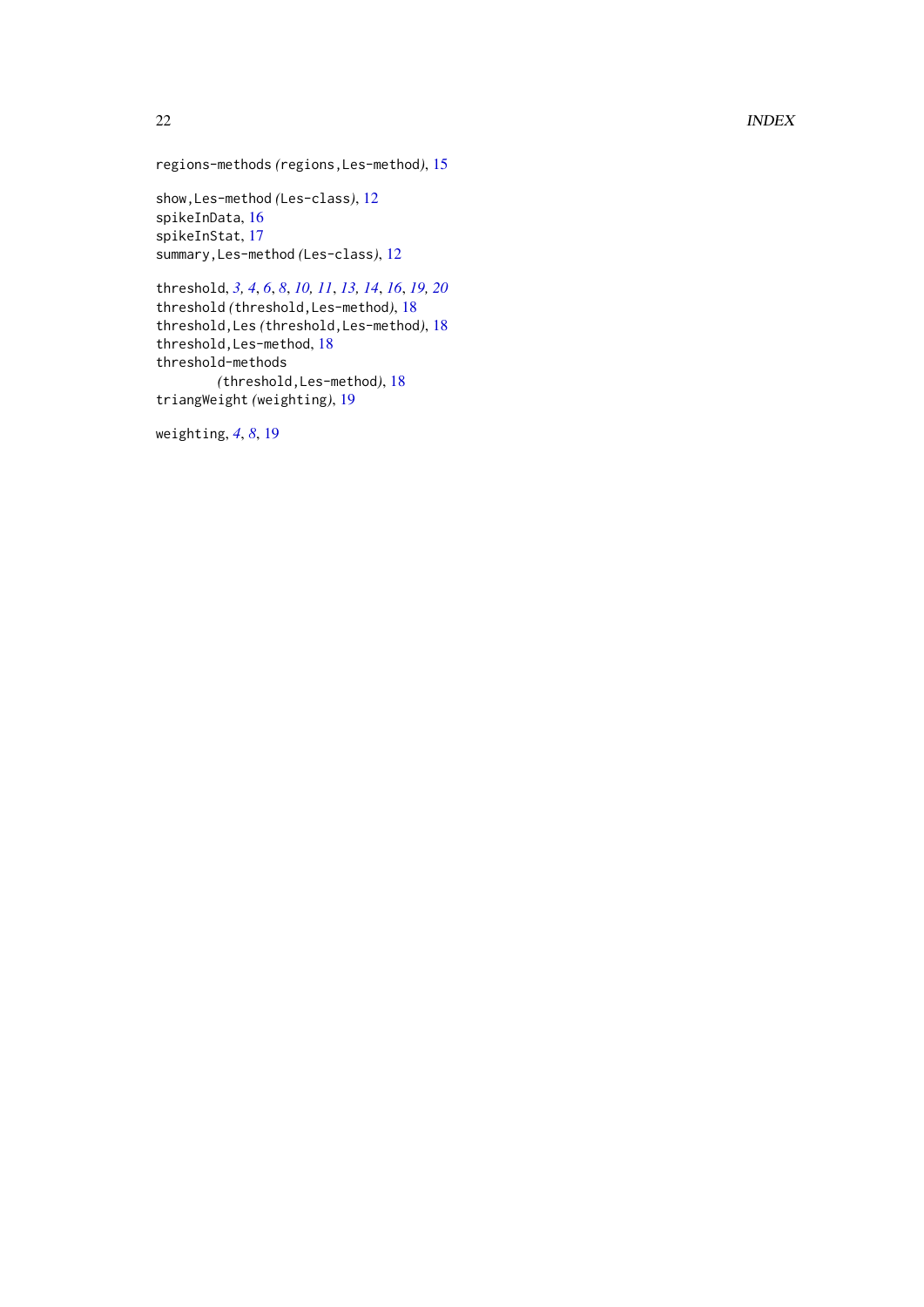regions-methods *(*regions,Les-method*)*, 15

show,Les-method *(*Les-class*)*, 12
spikeInData, 16
spikeInStat, 17
summary,Les-method *(*Les-class*)*, 12

threshold, *3, 4*, *6*, *8*, *10, 11*, *13, 14*, *16*, *19, 20*
threshold *(*threshold,Les-method*)*, 18
threshold,Les *(*threshold,Les-method*)*, 18
threshold,Les-method, 18
threshold-methods
*(*threshold,Les-method*)*, 18
triangWeight *(*weighting*)*, 19

weighting, *4*, *8*, 19